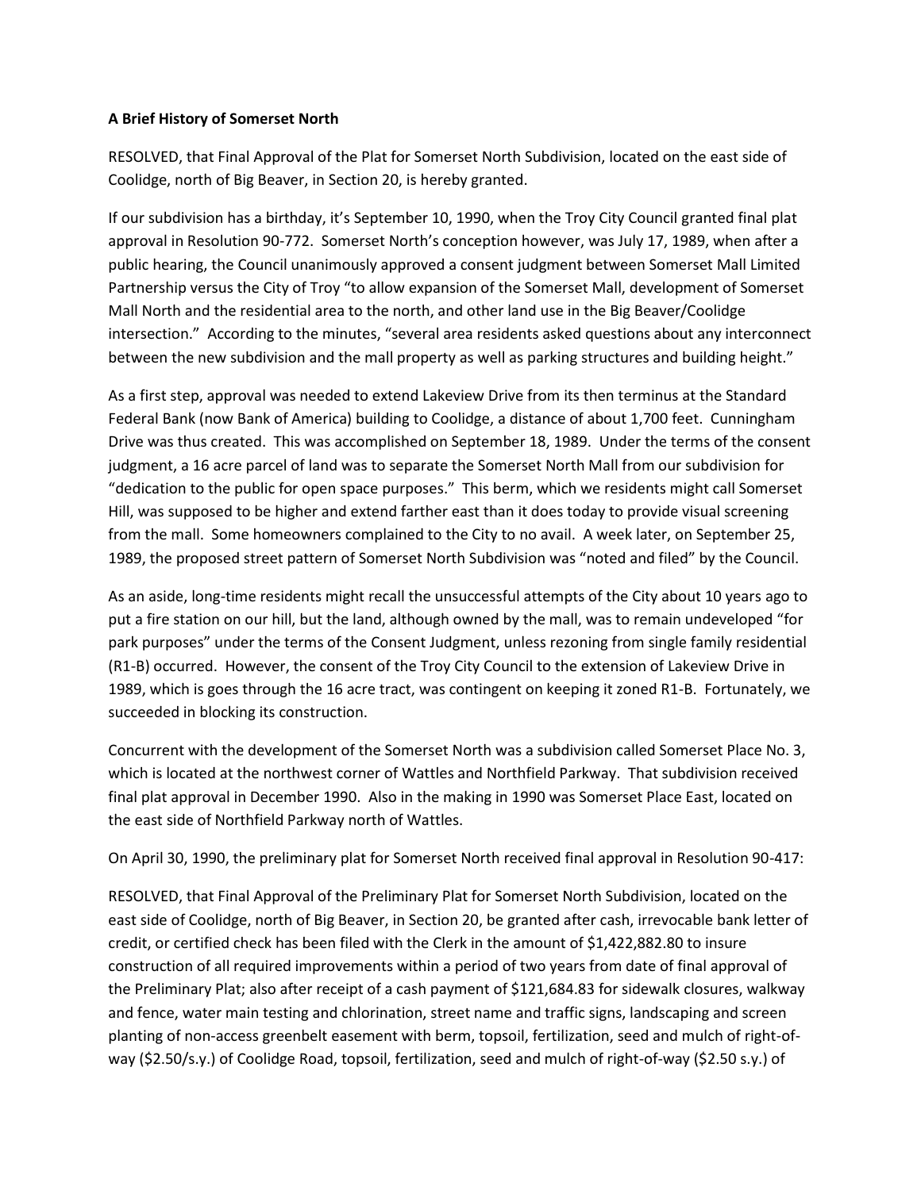**A Brief History of Somerset North**

RESOLVED, that Final Approval of the Plat for Somerset North Subdivision, located on the east side of Coolidge, north of Big Beaver, in Section 20, is hereby granted.

If our subdivision has a birthday, it's September 10, 1990, when the Troy City Council granted final plat approval in Resolution 90-772. Somerset North's conception however, was July 17, 1989, when after a public hearing, the Council unanimously approved a consent judgment between Somerset Mall Limited Partnership versus the City of Troy "to allow expansion of the Somerset Mall, development of Somerset Mall North and the residential area to the north, and other land use in the Big Beaver/Coolidge intersection." According to the minutes, "several area residents asked questions about any interconnect between the new subdivision and the mall property as well as parking structures and building height."

As a first step, approval was needed to extend Lakeview Drive from its then terminus at the Standard Federal Bank (now Bank of America) building to Coolidge, a distance of about 1,700 feet. Cunningham Drive was thus created. This was accomplished on September 18, 1989. Under the terms of the consent judgment, a 16 acre parcel of land was to separate the Somerset North Mall from our subdivision for "dedication to the public for open space purposes." This berm, which we residents might call Somerset Hill, was supposed to be higher and extend farther east than it does today to provide visual screening from the mall. Some homeowners complained to the City to no avail. A week later, on September 25, 1989, the proposed street pattern of Somerset North Subdivision was "noted and filed" by the Council.

As an aside, long-time residents might recall the unsuccessful attempts of the City about 10 years ago to put a fire station on our hill, but the land, although owned by the mall, was to remain undeveloped "for park purposes" under the terms of the Consent Judgment, unless rezoning from single family residential (R1-B) occurred. However, the consent of the Troy City Council to the extension of Lakeview Drive in 1989, which is goes through the 16 acre tract, was contingent on keeping it zoned R1-B. Fortunately, we succeeded in blocking its construction.

Concurrent with the development of the Somerset North was a subdivision called Somerset Place No. 3, which is located at the northwest corner of Wattles and Northfield Parkway. That subdivision received final plat approval in December 1990. Also in the making in 1990 was Somerset Place East, located on the east side of Northfield Parkway north of Wattles.

On April 30, 1990, the preliminary plat for Somerset North received final approval in Resolution 90-417:

RESOLVED, that Final Approval of the Preliminary Plat for Somerset North Subdivision, located on the east side of Coolidge, north of Big Beaver, in Section 20, be granted after cash, irrevocable bank letter of credit, or certified check has been filed with the Clerk in the amount of $1,422,882.80 to insure construction of all required improvements within a period of two years from date of final approval of the Preliminary Plat; also after receipt of a cash payment of $121,684.83 for sidewalk closures, walkway and fence, water main testing and chlorination, street name and traffic signs, landscaping and screen planting of non-access greenbelt easement with berm, topsoil, fertilization, seed and mulch of right-of-way ($2.50/s.y.) of Coolidge Road, topsoil, fertilization, seed and mulch of right-of-way ($2.50 s.y.) of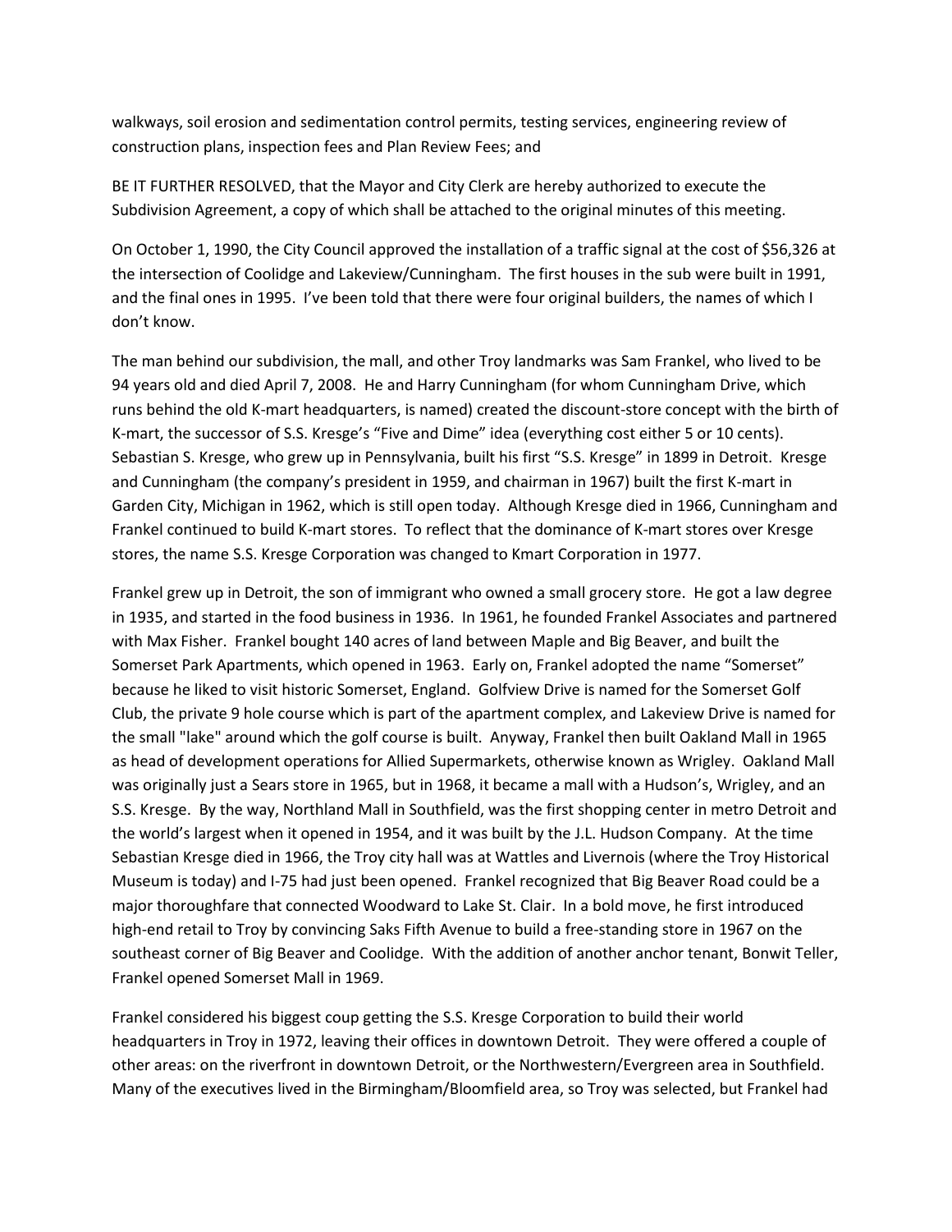walkways, soil erosion and sedimentation control permits, testing services, engineering review of construction plans, inspection fees and Plan Review Fees; and

BE IT FURTHER RESOLVED, that the Mayor and City Clerk are hereby authorized to execute the Subdivision Agreement, a copy of which shall be attached to the original minutes of this meeting.

On October 1, 1990, the City Council approved the installation of a traffic signal at the cost of $56,326 at the intersection of Coolidge and Lakeview/Cunningham. The first houses in the sub were built in 1991, and the final ones in 1995. I've been told that there were four original builders, the names of which I don't know.

The man behind our subdivision, the mall, and other Troy landmarks was Sam Frankel, who lived to be 94 years old and died April 7, 2008. He and Harry Cunningham (for whom Cunningham Drive, which runs behind the old K-mart headquarters, is named) created the discount-store concept with the birth of K-mart, the successor of S.S. Kresge's "Five and Dime" idea (everything cost either 5 or 10 cents). Sebastian S. Kresge, who grew up in Pennsylvania, built his first "S.S. Kresge" in 1899 in Detroit. Kresge and Cunningham (the company's president in 1959, and chairman in 1967) built the first K-mart in Garden City, Michigan in 1962, which is still open today. Although Kresge died in 1966, Cunningham and Frankel continued to build K-mart stores. To reflect that the dominance of K-mart stores over Kresge stores, the name S.S. Kresge Corporation was changed to Kmart Corporation in 1977.

Frankel grew up in Detroit, the son of immigrant who owned a small grocery store. He got a law degree in 1935, and started in the food business in 1936. In 1961, he founded Frankel Associates and partnered with Max Fisher. Frankel bought 140 acres of land between Maple and Big Beaver, and built the Somerset Park Apartments, which opened in 1963. Early on, Frankel adopted the name "Somerset" because he liked to visit historic Somerset, England. Golfview Drive is named for the Somerset Golf Club, the private 9 hole course which is part of the apartment complex, and Lakeview Drive is named for the small "lake" around which the golf course is built. Anyway, Frankel then built Oakland Mall in 1965 as head of development operations for Allied Supermarkets, otherwise known as Wrigley. Oakland Mall was originally just a Sears store in 1965, but in 1968, it became a mall with a Hudson's, Wrigley, and an S.S. Kresge. By the way, Northland Mall in Southfield, was the first shopping center in metro Detroit and the world's largest when it opened in 1954, and it was built by the J.L. Hudson Company. At the time Sebastian Kresge died in 1966, the Troy city hall was at Wattles and Livernois (where the Troy Historical Museum is today) and I-75 had just been opened. Frankel recognized that Big Beaver Road could be a major thoroughfare that connected Woodward to Lake St. Clair. In a bold move, he first introduced high-end retail to Troy by convincing Saks Fifth Avenue to build a free-standing store in 1967 on the southeast corner of Big Beaver and Coolidge. With the addition of another anchor tenant, Bonwit Teller, Frankel opened Somerset Mall in 1969.

Frankel considered his biggest coup getting the S.S. Kresge Corporation to build their world headquarters in Troy in 1972, leaving their offices in downtown Detroit. They were offered a couple of other areas: on the riverfront in downtown Detroit, or the Northwestern/Evergreen area in Southfield. Many of the executives lived in the Birmingham/Bloomfield area, so Troy was selected, but Frankel had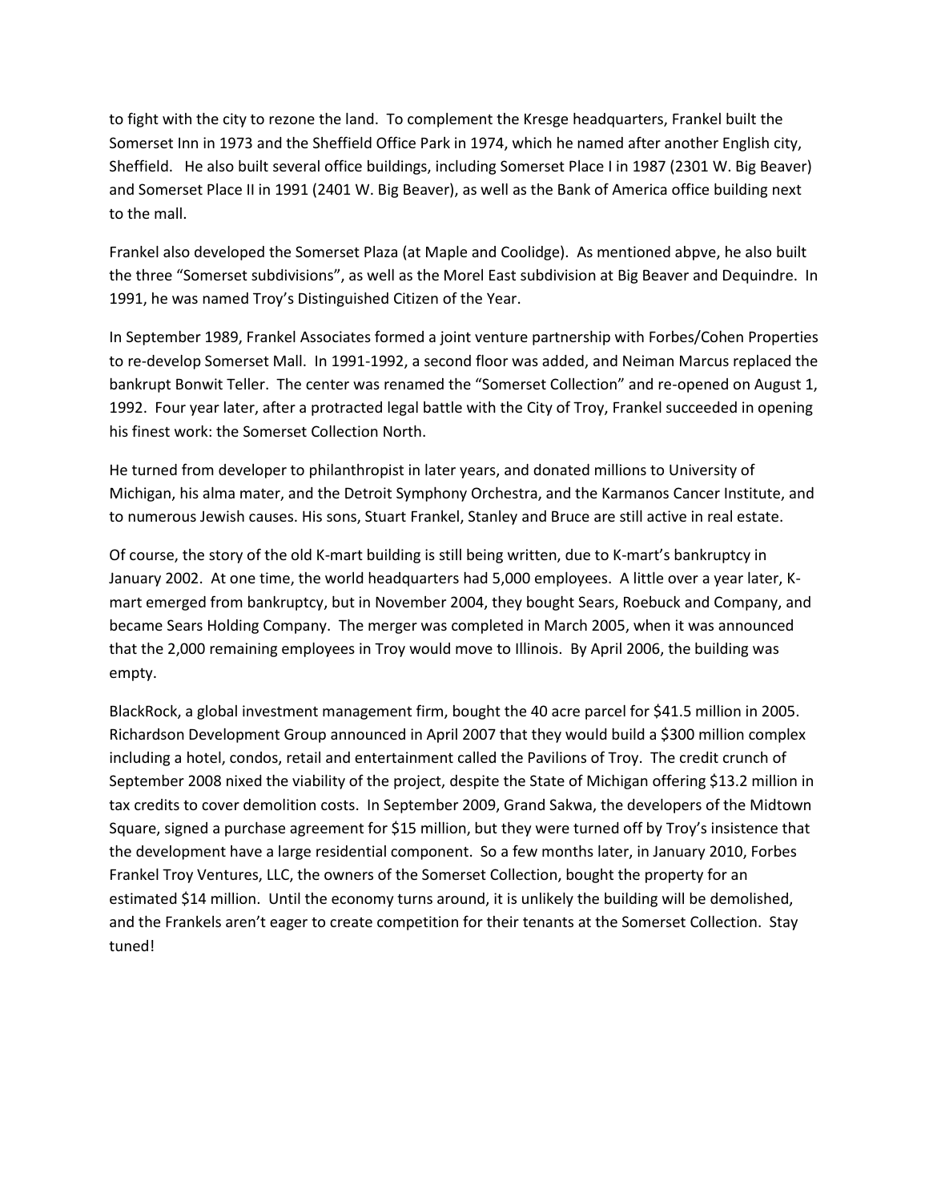to fight with the city to rezone the land. To complement the Kresge headquarters, Frankel built the Somerset Inn in 1973 and the Sheffield Office Park in 1974, which he named after another English city, Sheffield. He also built several office buildings, including Somerset Place I in 1987 (2301 W. Big Beaver) and Somerset Place II in 1991 (2401 W. Big Beaver), as well as the Bank of America office building next to the mall.

Frankel also developed the Somerset Plaza (at Maple and Coolidge). As mentioned abpve, he also built the three "Somerset subdivisions", as well as the Morel East subdivision at Big Beaver and Dequindre. In 1991, he was named Troy's Distinguished Citizen of the Year.

In September 1989, Frankel Associates formed a joint venture partnership with Forbes/Cohen Properties to re-develop Somerset Mall. In 1991-1992, a second floor was added, and Neiman Marcus replaced the bankrupt Bonwit Teller. The center was renamed the "Somerset Collection" and re-opened on August 1, 1992. Four year later, after a protracted legal battle with the City of Troy, Frankel succeeded in opening his finest work: the Somerset Collection North.

He turned from developer to philanthropist in later years, and donated millions to University of Michigan, his alma mater, and the Detroit Symphony Orchestra, and the Karmanos Cancer Institute, and to numerous Jewish causes. His sons, Stuart Frankel, Stanley and Bruce are still active in real estate.

Of course, the story of the old K-mart building is still being written, due to K-mart's bankruptcy in January 2002. At one time, the world headquarters had 5,000 employees. A little over a year later, K-mart emerged from bankruptcy, but in November 2004, they bought Sears, Roebuck and Company, and became Sears Holding Company. The merger was completed in March 2005, when it was announced that the 2,000 remaining employees in Troy would move to Illinois. By April 2006, the building was empty.

BlackRock, a global investment management firm, bought the 40 acre parcel for $41.5 million in 2005. Richardson Development Group announced in April 2007 that they would build a $300 million complex including a hotel, condos, retail and entertainment called the Pavilions of Troy. The credit crunch of September 2008 nixed the viability of the project, despite the State of Michigan offering $13.2 million in tax credits to cover demolition costs. In September 2009, Grand Sakwa, the developers of the Midtown Square, signed a purchase agreement for $15 million, but they were turned off by Troy's insistence that the development have a large residential component. So a few months later, in January 2010, Forbes Frankel Troy Ventures, LLC, the owners of the Somerset Collection, bought the property for an estimated $14 million. Until the economy turns around, it is unlikely the building will be demolished, and the Frankels aren't eager to create competition for their tenants at the Somerset Collection. Stay tuned!